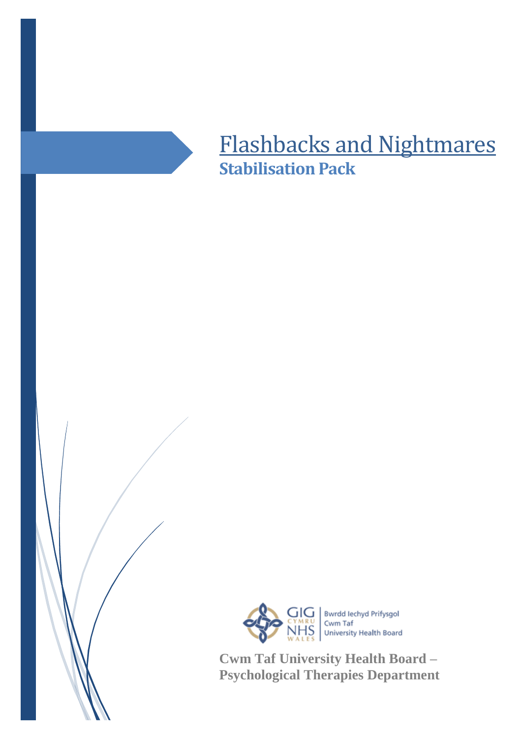# Flashbacks and Nightmares

## Stabilisation Pack

GIG CYMRU NHS WALES | Bwrdd Iechyd Prifysgol Cwm Taf University Health Board

**Cwm Taf University Health Board – Psychological Therapies Department**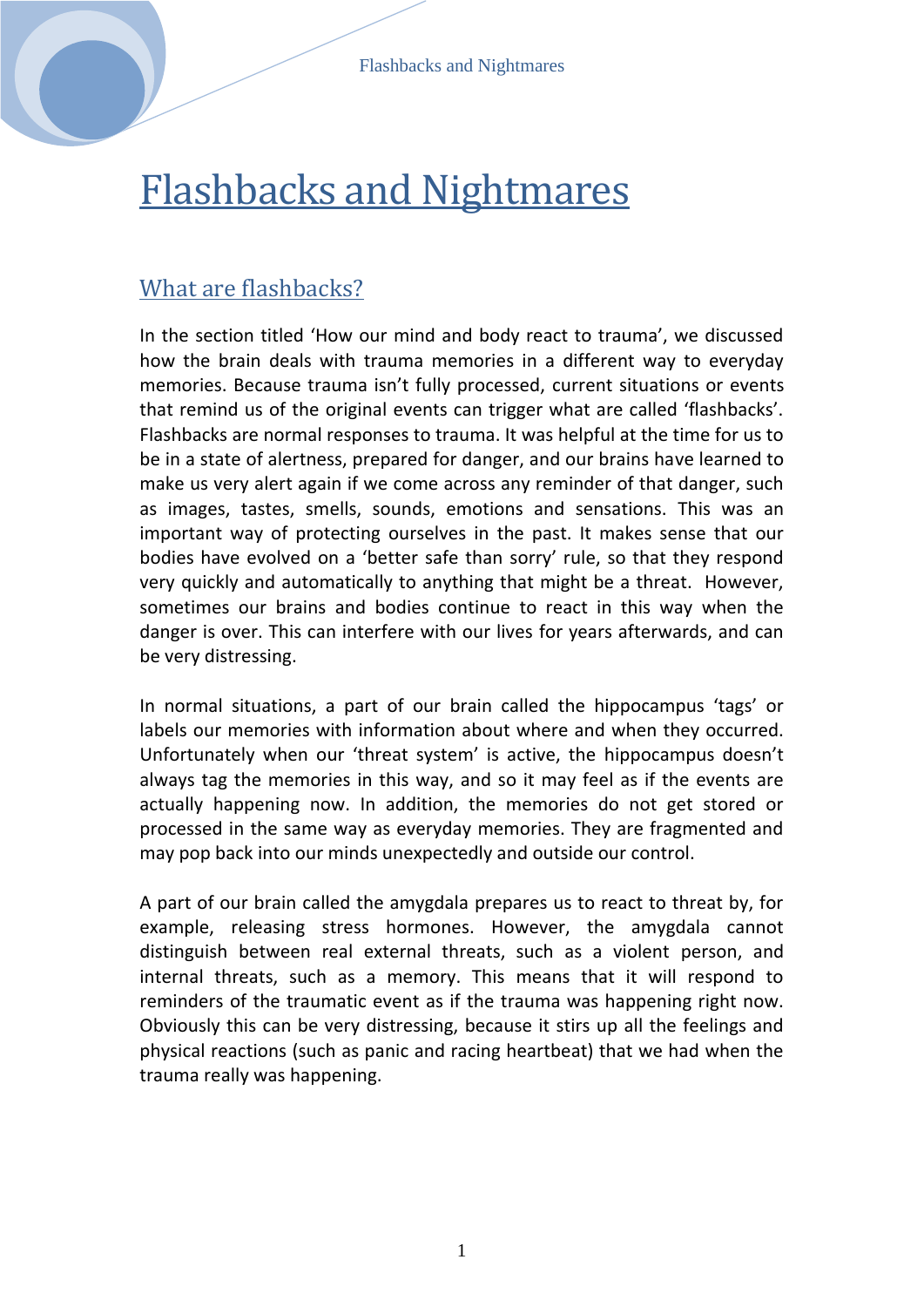# Flashbacks and Nightmares

## What are flashbacks?

In the section titled 'How our mind and body react to trauma', we discussed how the brain deals with trauma memories in a different way to everyday memories. Because trauma isn't fully processed, current situations or events that remind us of the original events can trigger what are called 'flashbacks'. Flashbacks are normal responses to trauma. It was helpful at the time for us to be in a state of alertness, prepared for danger, and our brains have learned to make us very alert again if we come across any reminder of that danger, such as images, tastes, smells, sounds, emotions and sensations. This was an important way of protecting ourselves in the past. It makes sense that our bodies have evolved on a 'better safe than sorry' rule, so that they respond very quickly and automatically to anything that might be a threat. However, sometimes our brains and bodies continue to react in this way when the danger is over. This can interfere with our lives for years afterwards, and can be very distressing.

In normal situations, a part of our brain called the hippocampus 'tags' or labels our memories with information about where and when they occurred. Unfortunately when our 'threat system' is active, the hippocampus doesn't always tag the memories in this way, and so it may feel as if the events are actually happening now. In addition, the memories do not get stored or processed in the same way as everyday memories. They are fragmented and may pop back into our minds unexpectedly and outside our control.

A part of our brain called the amygdala prepares us to react to threat by, for example, releasing stress hormones. However, the amygdala cannot distinguish between real external threats, such as a violent person, and internal threats, such as a memory. This means that it will respond to reminders of the traumatic event as if the trauma was happening right now. Obviously this can be very distressing, because it stirs up all the feelings and physical reactions (such as panic and racing heartbeat) that we had when the trauma really was happening.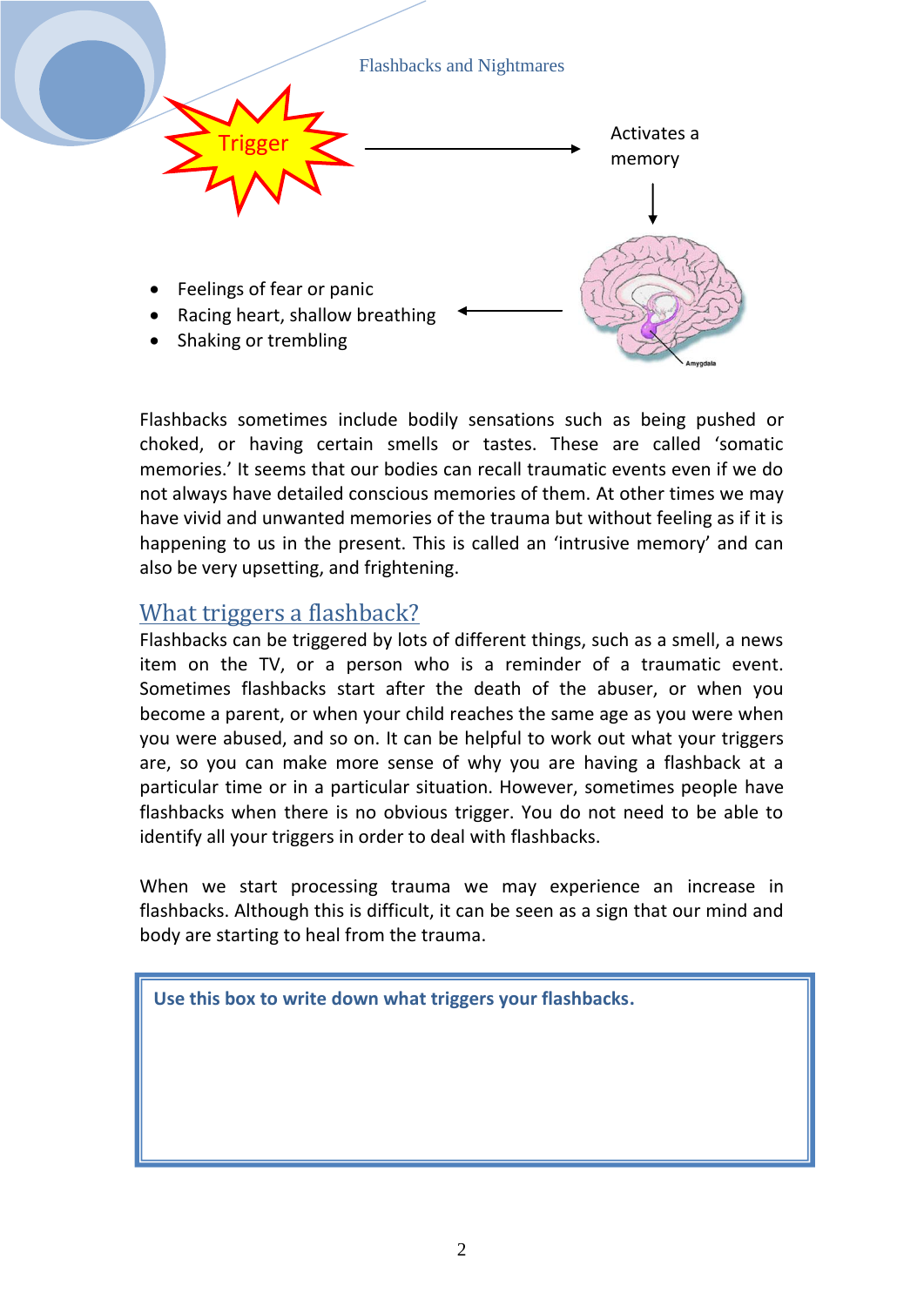Trigger → Activates a memory

- Feelings of fear or panic
- Racing heart, shallow breathing
- Shaking or trembling

Amygdala

Flashbacks sometimes include bodily sensations such as being pushed or choked, or having certain smells or tastes. These are called 'somatic memories.' It seems that our bodies can recall traumatic events even if we do not always have detailed conscious memories of them. At other times we may have vivid and unwanted memories of the trauma but without feeling as if it is happening to us in the present. This is called an 'intrusive memory' and can also be very upsetting, and frightening.

## What triggers a flashback?

Flashbacks can be triggered by lots of different things, such as a smell, a news item on the TV, or a person who is a reminder of a traumatic event. Sometimes flashbacks start after the death of the abuser, or when you become a parent, or when your child reaches the same age as you were when you were abused, and so on. It can be helpful to work out what your triggers are, so you can make more sense of why you are having a flashback at a particular time or in a particular situation. However, sometimes people have flashbacks when there is no obvious trigger. You do not need to be able to identify all your triggers in order to deal with flashbacks.

When we start processing trauma we may experience an increase in flashbacks. Although this is difficult, it can be seen as a sign that our mind and body are starting to heal from the trauma.

**Use this box to write down what triggers your flashbacks.**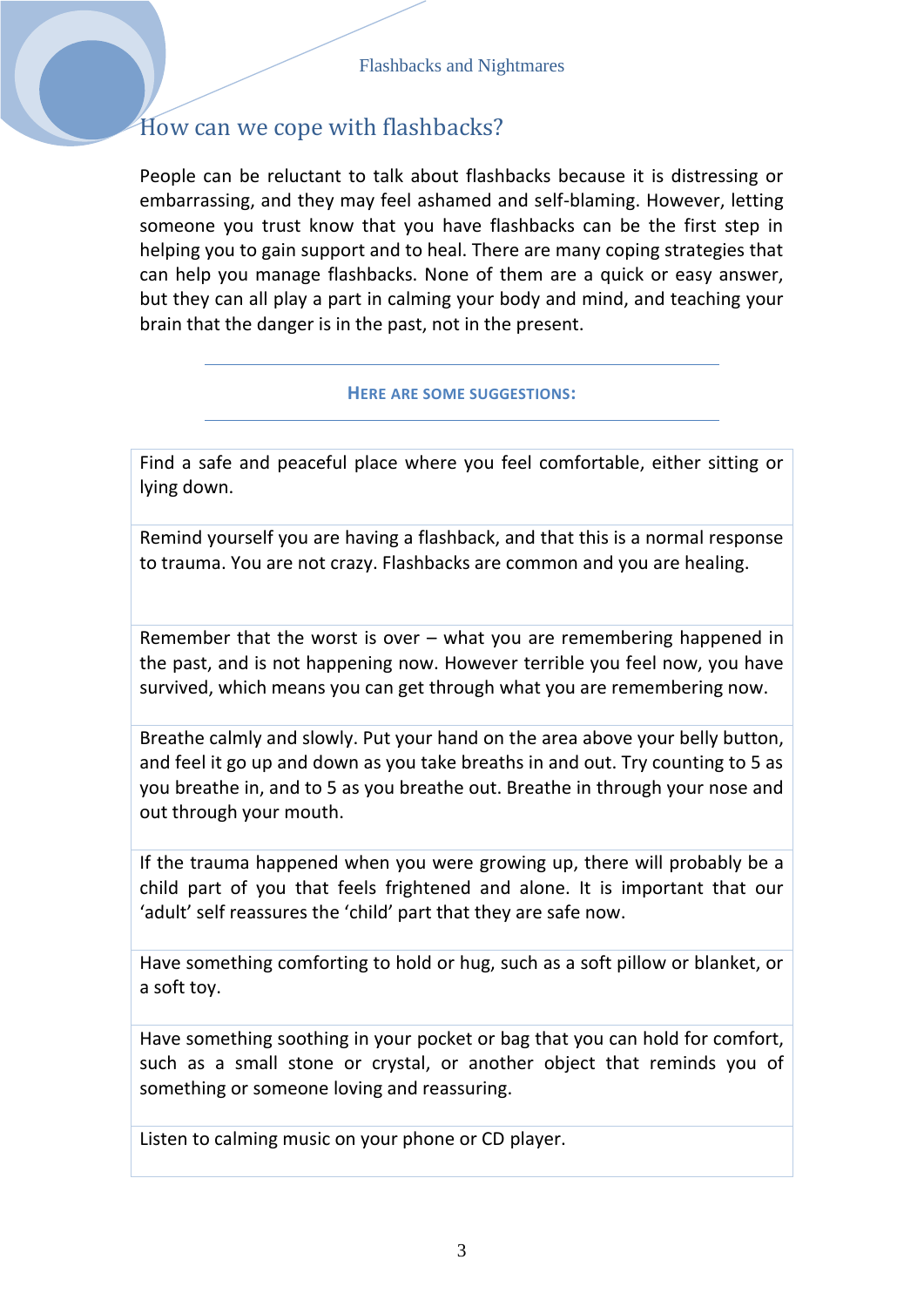## How can we cope with flashbacks?

People can be reluctant to talk about flashbacks because it is distressing or embarrassing, and they may feel ashamed and self-blaming. However, letting someone you trust know that you have flashbacks can be the first step in helping you to gain support and to heal. There are many coping strategies that can help you manage flashbacks. None of them are a quick or easy answer, but they can all play a part in calming your body and mind, and teaching your brain that the danger is in the past, not in the present.

---

**HERE ARE SOME SUGGESTIONS:**

---

| |
|---|
| Find a safe and peaceful place where you feel comfortable, either sitting or lying down. |
| Remind yourself you are having a flashback, and that this is a normal response to trauma. You are not crazy. Flashbacks are common and you are healing. |
| Remember that the worst is over – what you are remembering happened in the past, and is not happening now. However terrible you feel now, you have survived, which means you can get through what you are remembering now. |
| Breathe calmly and slowly. Put your hand on the area above your belly button, and feel it go up and down as you take breaths in and out. Try counting to 5 as you breathe in, and to 5 as you breathe out. Breathe in through your nose and out through your mouth. |
| If the trauma happened when you were growing up, there will probably be a child part of you that feels frightened and alone. It is important that our 'adult' self reassures the 'child' part that they are safe now. |
| Have something comforting to hold or hug, such as a soft pillow or blanket, or a soft toy. |
| Have something soothing in your pocket or bag that you can hold for comfort, such as a small stone or crystal, or another object that reminds you of something or someone loving and reassuring. |
| Listen to calming music on your phone or CD player. |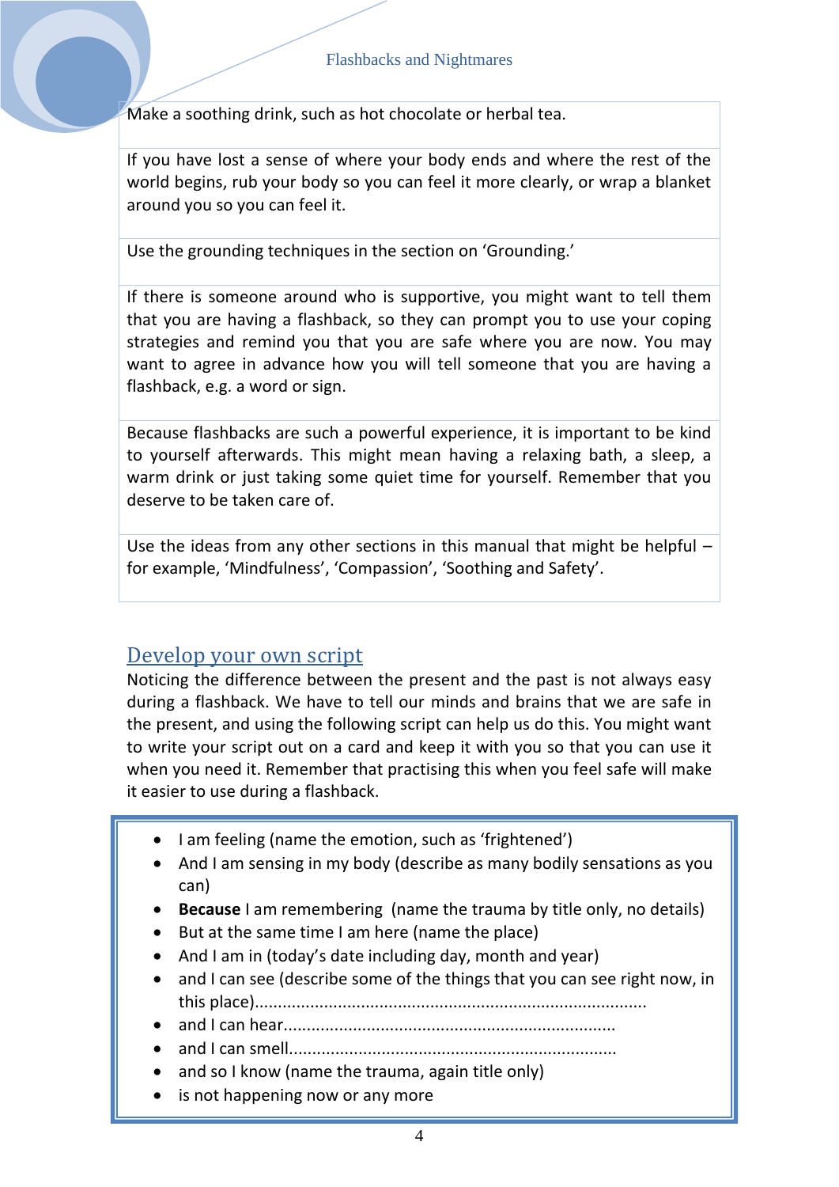| |
|---|
| Make a soothing drink, such as hot chocolate or herbal tea. |
| If you have lost a sense of where your body ends and where the rest of the world begins, rub your body so you can feel it more clearly, or wrap a blanket around you so you can feel it. |
| Use the grounding techniques in the section on 'Grounding.' |
| If there is someone around who is supportive, you might want to tell them that you are having a flashback, so they can prompt you to use your coping strategies and remind you that you are safe where you are now. You may want to agree in advance how you will tell someone that you are having a flashback, e.g. a word or sign. |
| Because flashbacks are such a powerful experience, it is important to be kind to yourself afterwards. This might mean having a relaxing bath, a sleep, a warm drink or just taking some quiet time for yourself. Remember that you deserve to be taken care of. |
| Use the ideas from any other sections in this manual that might be helpful – for example, 'Mindfulness', 'Compassion', 'Soothing and Safety'. |

## Develop your own script

Noticing the difference between the present and the past is not always easy during a flashback. We have to tell our minds and brains that we are safe in the present, and using the following script can help us do this. You might want to write your script out on a card and keep it with you so that you can use it when you need it. Remember that practising this when you feel safe will make it easier to use during a flashback.

- I am feeling (name the emotion, such as 'frightened')
- And I am sensing in my body (describe as many bodily sensations as you can)
- **Because** I am remembering (name the trauma by title only, no details)
- But at the same time I am here (name the place)
- And I am in (today's date including day, month and year)
- and I can see (describe some of the things that you can see right now, in this place)....................................................................................
- and I can hear.......................................................................
- and I can smell......................................................................
- and so I know (name the trauma, again title only)
- is not happening now or any more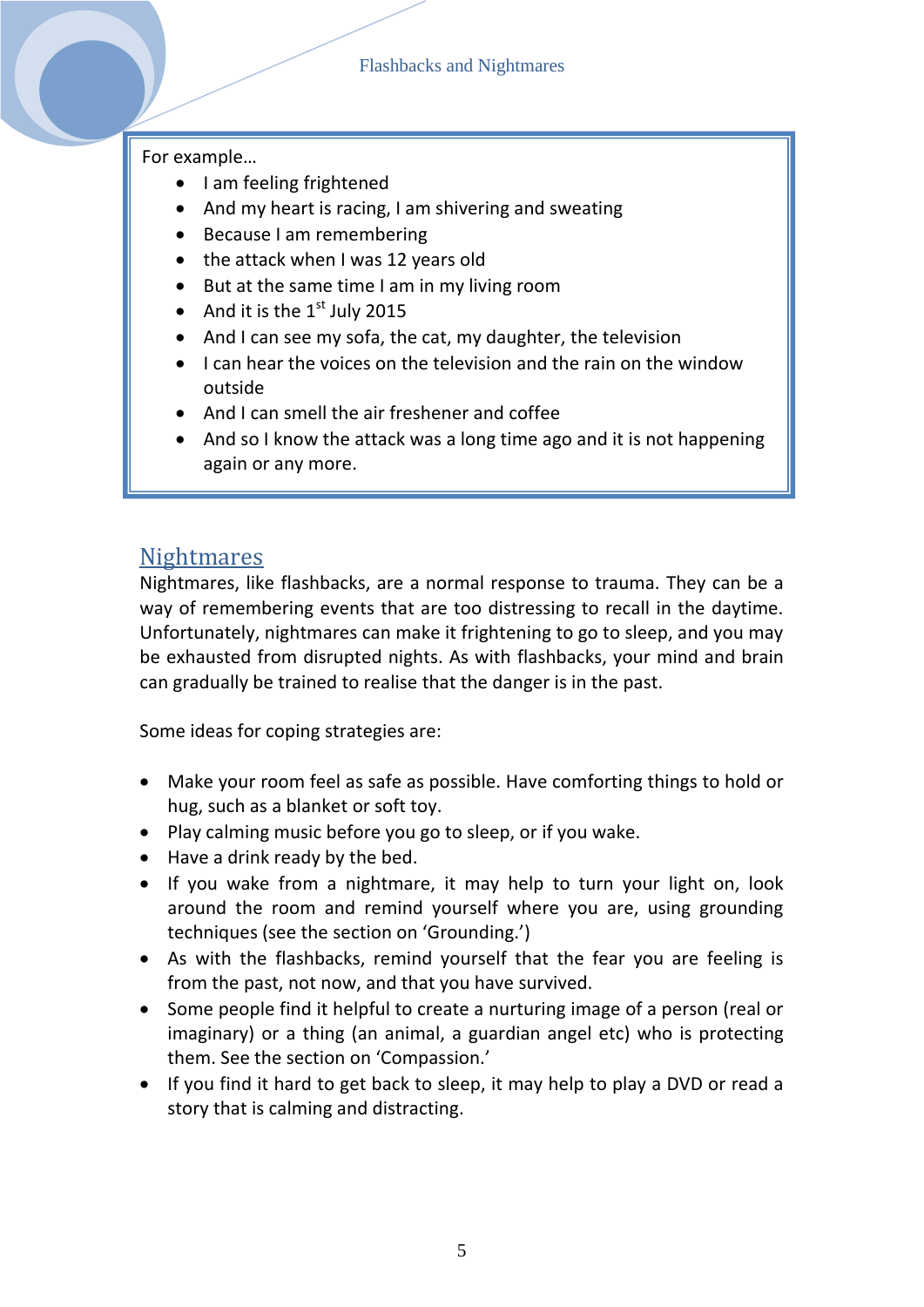For example…

- I am feeling frightened
- And my heart is racing, I am shivering and sweating
- Because I am remembering
- the attack when I was 12 years old
- But at the same time I am in my living room
- And it is the 1st July 2015
- And I can see my sofa, the cat, my daughter, the television
- I can hear the voices on the television and the rain on the window outside
- And I can smell the air freshener and coffee
- And so I know the attack was a long time ago and it is not happening again or any more.

## Nightmares

Nightmares, like flashbacks, are a normal response to trauma. They can be a way of remembering events that are too distressing to recall in the daytime. Unfortunately, nightmares can make it frightening to go to sleep, and you may be exhausted from disrupted nights. As with flashbacks, your mind and brain can gradually be trained to realise that the danger is in the past.

Some ideas for coping strategies are:

- Make your room feel as safe as possible. Have comforting things to hold or hug, such as a blanket or soft toy.
- Play calming music before you go to sleep, or if you wake.
- Have a drink ready by the bed.
- If you wake from a nightmare, it may help to turn your light on, look around the room and remind yourself where you are, using grounding techniques (see the section on 'Grounding.')
- As with the flashbacks, remind yourself that the fear you are feeling is from the past, not now, and that you have survived.
- Some people find it helpful to create a nurturing image of a person (real or imaginary) or a thing (an animal, a guardian angel etc) who is protecting them. See the section on 'Compassion.'
- If you find it hard to get back to sleep, it may help to play a DVD or read a story that is calming and distracting.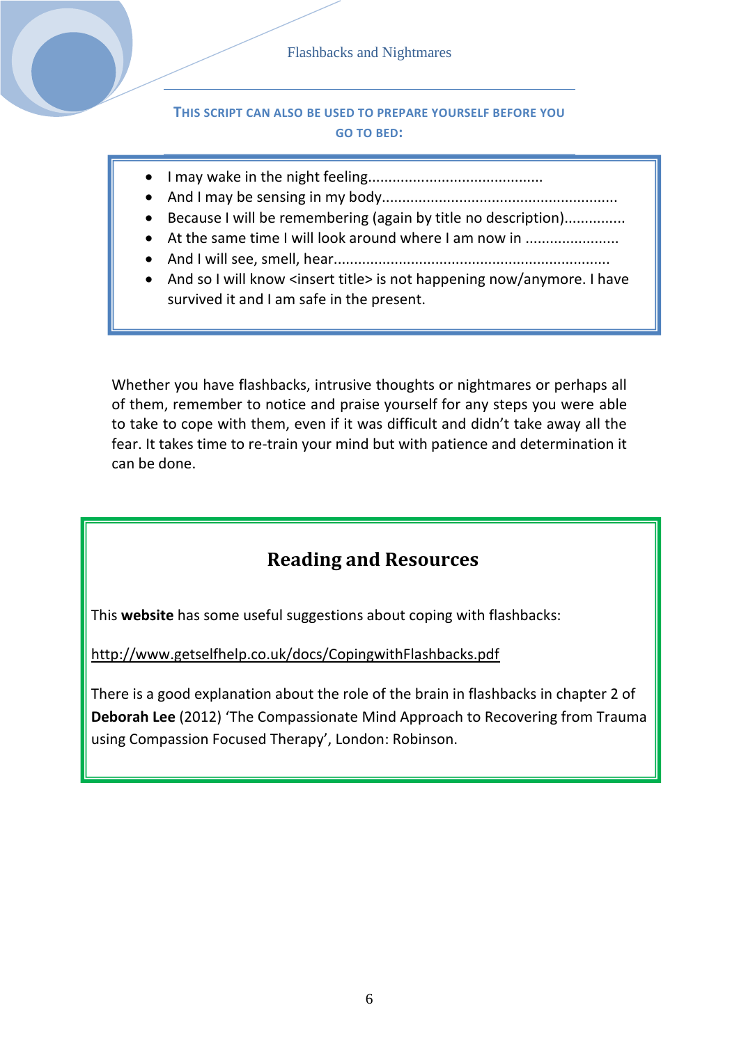**THIS SCRIPT CAN ALSO BE USED TO PREPARE YOURSELF BEFORE YOU GO TO BED:**

- I may wake in the night feeling..........................................
- And I may be sensing in my body........................................................
- Because I will be remembering (again by title no description)..............
- At the same time I will look around where I am now in ......................
- And I will see, smell, hear..................................................................
- And so I will know <insert title> is not happening now/anymore. I have survived it and I am safe in the present.

Whether you have flashbacks, intrusive thoughts or nightmares or perhaps all of them, remember to notice and praise yourself for any steps you were able to take to cope with them, even if it was difficult and didn't take away all the fear. It takes time to re-train your mind but with patience and determination it can be done.

## Reading and Resources

This **website** has some useful suggestions about coping with flashbacks:

http://www.getselfhelp.co.uk/docs/CopingwithFlashbacks.pdf

There is a good explanation about the role of the brain in flashbacks in chapter 2 of **Deborah Lee** (2012) 'The Compassionate Mind Approach to Recovering from Trauma using Compassion Focused Therapy', London: Robinson.